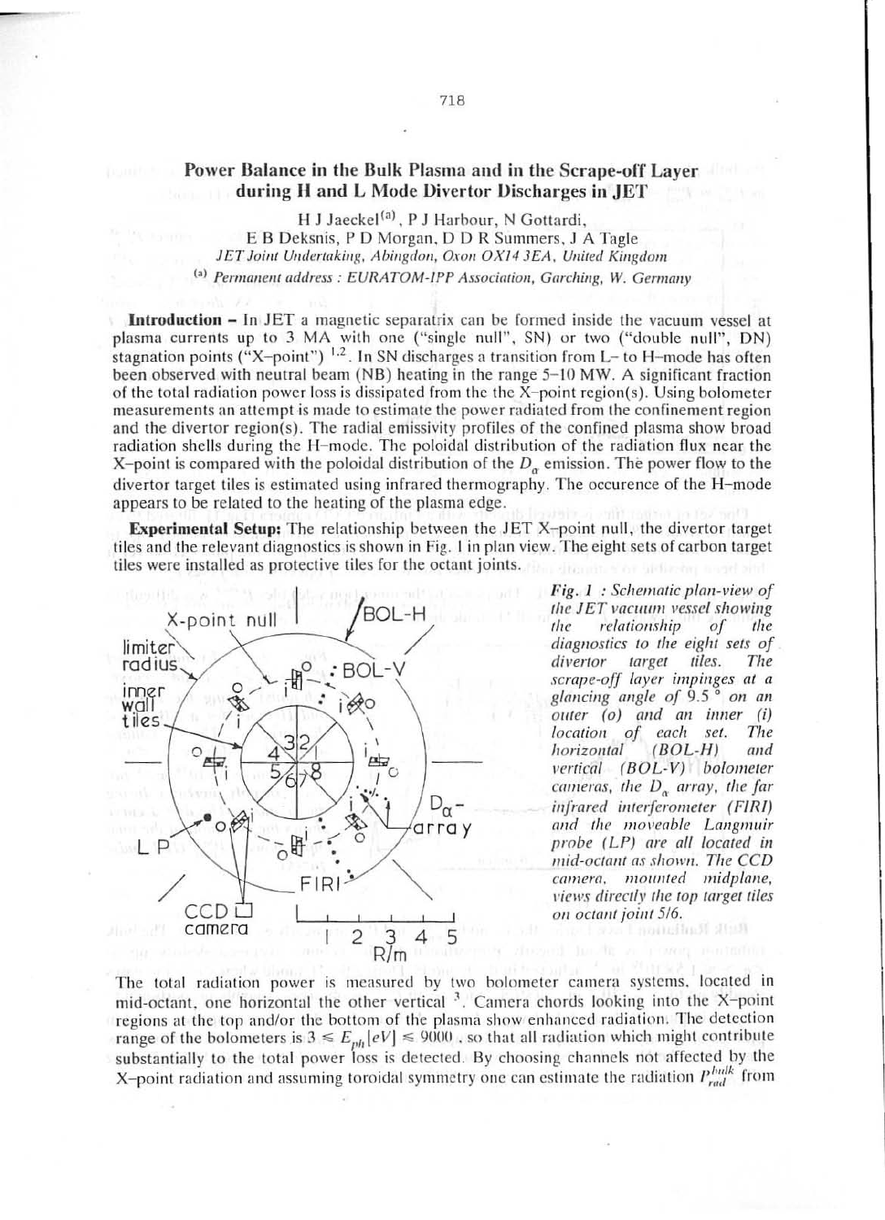# Power Balance in the Bulk Plasma and in the Scrape-off Layer during H and L Mode Divertor Discharges in JET

H J Jaeckel[a], P J Harbour, N Gottardi,
E B Deksnis, P D Morgan, D D R Summers, J A Tagle

*JET Joint Undertaking, Abingdon, Oxon OX14 3EA, United Kingdom*

[a] *Permanent address : EURATOM-IPP Association, Garching, W. Germany*

**Introduction** – In JET a magnetic separatrix can be formed inside the vacuum vessel at plasma currents up to 3 MA with one ("single null", SN) or two ("double null", DN) stagnation points ("X–point")[1,2]. In SN discharges a transition from L– to H–mode has often been observed with neutral beam (NB) heating in the range 5–10 MW. A significant fraction of the total radiation power loss is dissipated from the the X–point region(s). Using bolometer measurements an attempt is made to estimate the power radiated from the confinement region and the divertor region(s). The radial emissivity profiles of the confined plasma show broad radiation shells during the H–mode. The poloidal distribution of the radiation flux near the X–point is compared with the poloidal distribution of the $D_\alpha$ emission. The power flow to the divertor target tiles is estimated using infrared thermography. The occurence of the H–mode appears to be related to the heating of the plasma edge.

**Experimental Setup:** The relationship between the JET X–point null, the divertor target tiles and the relevant diagnostics is shown in Fig. 1 in plan view. The eight sets of carbon target tiles were installed as protective tiles for the octant joints.

*Fig. 1 : Schematic plan-view of the JET vacuum vessel showing the relationship of the diagnostics to the eight sets of divertor target tiles. The scrape-off layer impinges at a glancing angle of 9.5 ° on an outer (o) and an inner (i) location of each set. The horizontal (BOL-H) and vertical (BOL-V) bolometer cameras, the $D_\alpha$ array, the far infrared interferometer (FIRI) and the moveable Langmuir probe (LP) are all located in mid-octant as shown. The CCD camera, mounted midplane, views directly the top target tiles on octant joint 5/6.*

The total radiation power is measured by two bolometer camera systems, located in mid-octant, one horizontal the other vertical[3]. Camera chords looking into the X–point regions at the top and/or the bottom of the plasma show enhanced radiation. The detection range of the bolometers is $3 \leq E_{ph}[eV] \leq 9000$, so that all radiation which might contribute substantially to the total power loss is detected. By choosing channels not affected by the X–point radiation and assuming toroidal symmetry one can estimate the radiation $P_{rad}^{bulk}$ from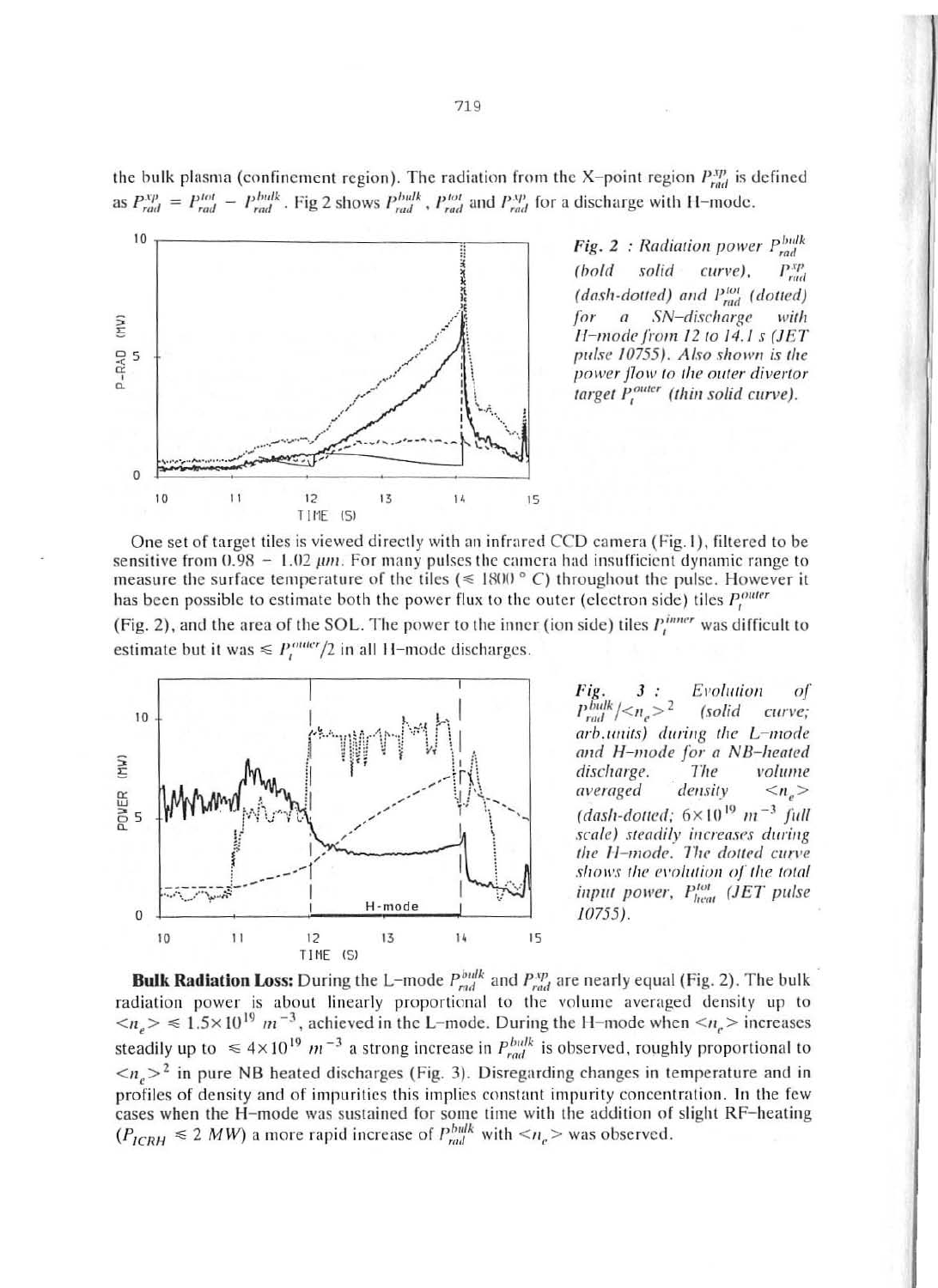the bulk plasma (confinement region). The radiation from the X-point region $P_{rad}^{xp}$ is defined as $P_{rad}^{xp} = P_{rad}^{tot} - P_{rad}^{bulk}$. Fig 2 shows $P_{rad}^{bulk}$, $P_{rad}^{tot}$ and $P_{rad}^{xp}$ for a discharge with H-mode.

*Fig. 2 : Radiation power $P_{rad}^{bulk}$ (bold solid curve), $P_{rad}^{xp}$ (dash-dotted) and $P_{rad}^{tot}$ (dotted) for a SN-discharge with H-mode from 12 to 14.1 s (JET pulse 10755). Also shown is the power flow to the outer divertor target $P_t^{outer}$ (thin solid curve).*

One set of target tiles is viewed directly with an infrared CCD camera (Fig. 1), filtered to be sensitive from 0.98 − 1.02 $\mu m$. For many pulses the camera had insufficient dynamic range to measure the surface temperature of the tiles ($\leq 1800\,^\circ C$) throughout the pulse. However it has been possible to estimate both the power flux to the outer (electron side) tiles $P_t^{outer}$ (Fig. 2), and the area of the SOL. The power to the inner (ion side) tiles $P_t^{inner}$ was difficult to estimate but it was $\leq P_t^{outer}/2$ in all H-mode discharges.

*Fig. 3 : Evolution of $P_{rad}^{bulk}/\langle n_e\rangle^2$ (solid curve; arb.units) during the L-mode and H-mode for a NB-heated discharge. The volume averaged density $\langle n_e\rangle$ (dash-dotted; $6\times10^{19}\ m^{-3}$ full scale) steadily increases during the H-mode. The dotted curve shows the evolution of the total input power, $P_{heat}^{tot}$ (JET pulse 10755).*

**Bulk Radiation Loss:** During the L-mode $P_{rad}^{bulk}$ and $P_{rad}^{xp}$ are nearly equal (Fig. 2). The bulk radiation power is about linearly proportional to the volume averaged density up to $\langle n_e\rangle \leq 1.5\times10^{19}\ m^{-3}$, achieved in the L-mode. During the H-mode when $\langle n_e\rangle$ increases steadily up to $\leq 4\times10^{19}\ m^{-3}$ a strong increase in $P_{rad}^{bulk}$ is observed, roughly proportional to $\langle n_e\rangle^2$ in pure NB heated discharges (Fig. 3). Disregarding changes in temperature and in profiles of density and of impurities this implies constant impurity concentration. In the few cases when the H-mode was sustained for some time with the addition of slight RF-heating ($P_{ICRH} \leq 2\ MW$) a more rapid increase of $P_{rad}^{bulk}$ with $\langle n_e\rangle$ was observed.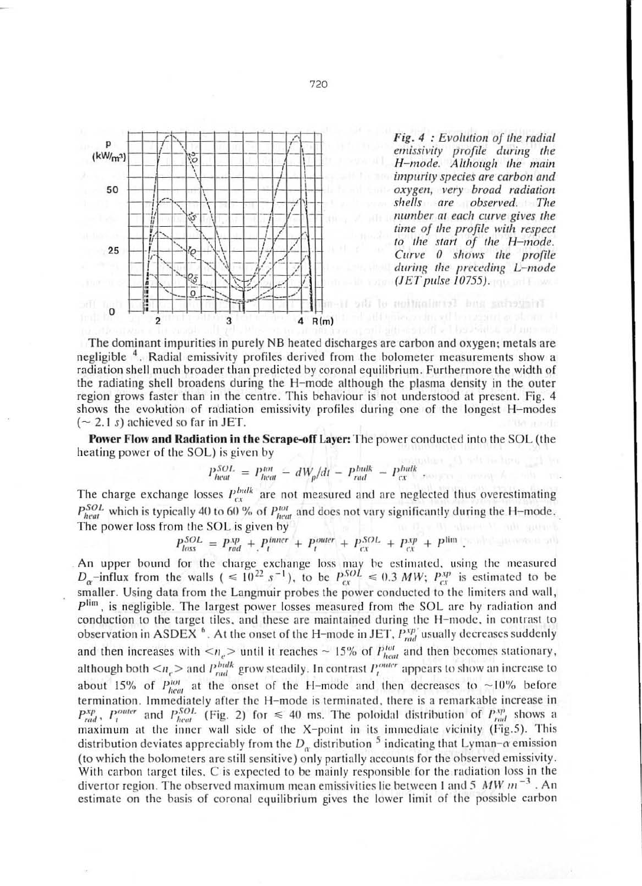*Fig. 4 : Evolution of the radial emissivity profile during the H-mode. Although the main impurity species are carbon and oxygen, very broad radiation shells are observed. The number at each curve gives the time of the profile with respect to the start of the H-mode. Curve 0 shows the profile during the preceding L-mode (JET pulse 10755).*

The dominant impurities in purely NB heated discharges are carbon and oxygen; metals are negligible [4]. Radial emissivity profiles derived from the bolometer measurements show a radiation shell much broader than predicted by coronal equilibrium. Furthermore the width of the radiating shell broadens during the H-mode although the plasma density in the outer region grows faster than in the centre. This behaviour is not understood at present. Fig. 4 shows the evolution of radiation emissivity profiles during one of the longest H-modes (~ 2.1 *s*) achieved so far in JET.

**Power Flow and Radiation in the Scrape-off Layer:** The power conducted into the SOL (the heating power of the SOL) is given by

$$P_{heat}^{SOL} = P_{heat}^{tot} - dW_p/dt - P_{rad}^{bulk} - P_{cx}^{bulk}$$

The charge exchange losses $P_{cx}^{bulk}$ are not measured and are neglected thus overestimating $P_{heat}^{SOL}$ which is typically 40 to 60 % of $P_{heat}^{tot}$ and does not vary significantly during the H-mode. The power loss from the SOL is given by

$$P_{loss}^{SOL} = P_{rad}^{xp} + P_t^{inner} + P_t^{outer} + P_{cx}^{SOL} + P_{cx}^{xp} + P^{lim} .$$

An upper bound for the charge exchange loss may be estimated, using the measured $D_\alpha$-influx from the walls ( $\leq 10^{22}\ s^{-1}$), to be $P_{cx}^{SOL} \leq 0.3\ MW$; $P_{cx}^{xp}$ is estimated to be smaller. Using data from the Langmuir probes the power conducted to the limiters and wall, $P^{lim}$, is negligible. The largest power losses measured from the SOL are by radiation and conduction to the target tiles, and these are maintained during the H-mode, in contrast to observation in ASDEX [6]. At the onset of the H-mode in JET, $P_{rad}^{xp}$ usually decreases suddenly and then increases with $<n_e>$ until it reaches ~ 15% of $P_{heat}^{tot}$ and then becomes stationary, although both $<n_e>$ and $P_{rad}^{bulk}$ grow steadily. In contrast $P_t^{outer}$ appears to show an increase to about 15% of $P_{heat}^{tot}$ at the onset of the H-mode and then decreases to ~10% before termination. Immediately after the H-mode is terminated, there is a remarkable increase in $P_{rad}^{xp}$, $P_t^{outer}$ and $P_{heat}^{SOL}$ (Fig. 2) for $\leq$ 40 ms. The poloidal distribution of $P_{rad}^{xp}$ shows a maximum at the inner wall side of the X-point in its immediate vicinity (Fig.5). This distribution deviates appreciably from the $D_\alpha$ distribution [5] indicating that Lyman-$\alpha$ emission (to which the bolometers are still sensitive) only partially accounts for the observed emissivity. With carbon target tiles, C is expected to be mainly responsible for the radiation loss in the divertor region. The observed maximum mean emissivities lie between 1 and 5 $MW\ m^{-3}$ . An estimate on the basis of coronal equilibrium gives the lower limit of the possible carbon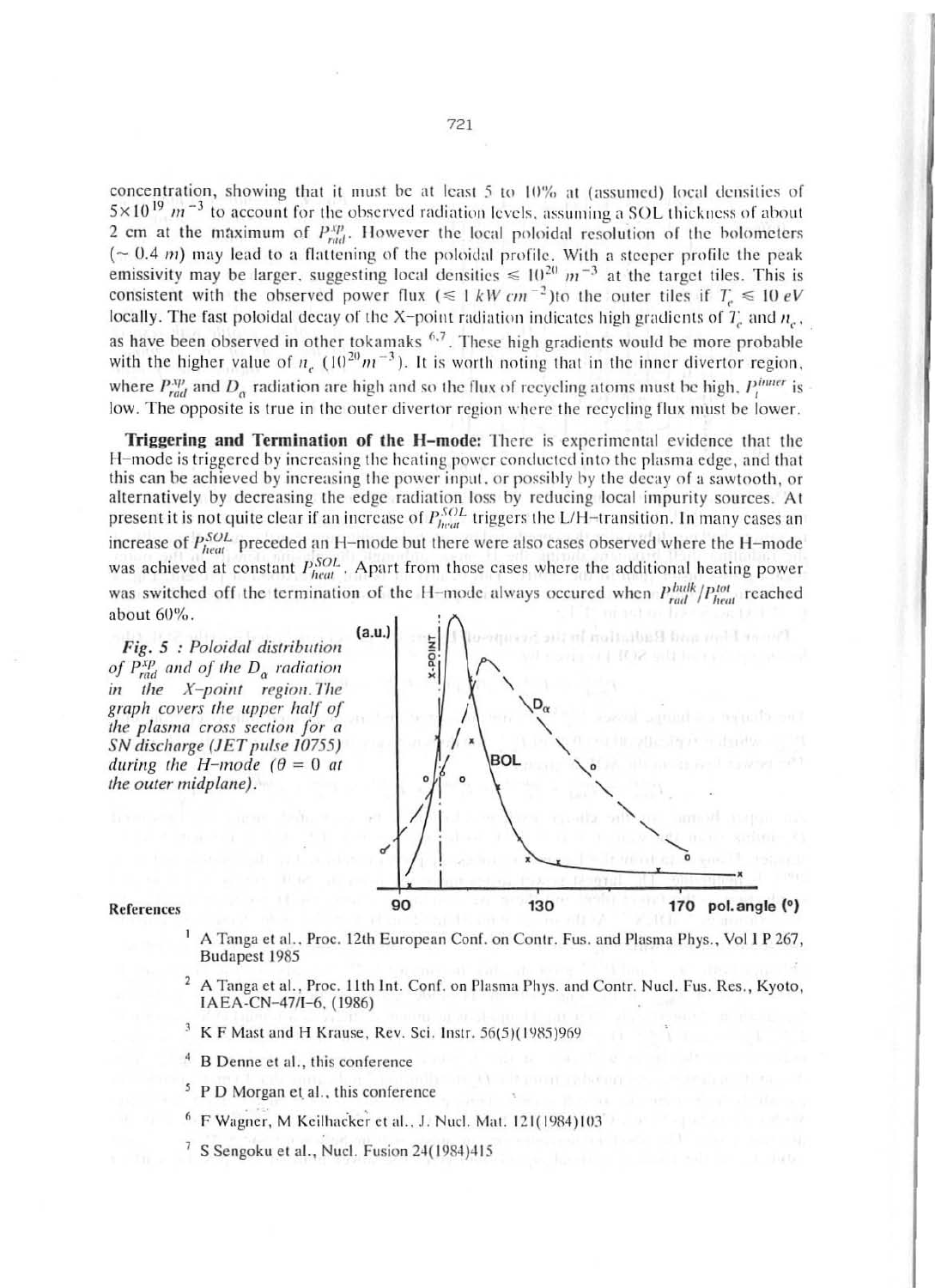concentration, showing that it must be at least 5 to 10% at (assumed) local densities of $5\times10^{19}\ m^{-3}$ to account for the observed radiation levels, assuming a SOL thickness of about 2 cm at the maximum of $P_{rad}^{xp}$. However the local poloidal resolution of the bolometers ($\sim 0.4\ m$) may lead to a flattening of the poloidal profile. With a steeper profile the peak emissivity may be larger, suggesting local densities $\leq 10^{20}\ m^{-3}$ at the target tiles. This is consistent with the observed power flux ($\leq 1\ kW\ cm^{-2}$)to the outer tiles if $T_e \leq 10\ eV$ locally. The fast poloidal decay of the X-point radiation indicates high gradients of $T_e$ and $n_e$, as have been observed in other tokamaks [6,7]. These high gradients would be more probable with the higher value of $n_e$ ($10^{20} m^{-3}$). It is worth noting that in the inner divertor region, where $P_{rad}^{xp}$ and $D_\alpha$ radiation are high and so the flux of recycling atoms must be high, $P_t^{inner}$ is low. The opposite is true in the outer divertor region where the recycling flux must be lower.

**Triggering and Termination of the H-mode:** There is experimental evidence that the H-mode is triggered by increasing the heating power conducted into the plasma edge, and that this can be achieved by increasing the power input, or possibly by the decay of a sawtooth, or alternatively by decreasing the edge radiation loss by reducing local impurity sources. At present it is not quite clear if an increase of $P_{heat}^{SOL}$ triggers the L/H-transition. In many cases an increase of $P_{heat}^{SOL}$ preceded an H-mode but there were also cases observed where the H-mode was achieved at constant $P_{heat}^{SOL}$. Apart from those cases where the additional heating power was switched off the termination of the H-mode always occured when $P_{rad}^{bulk}/P_{heat}^{tot}$ reached about 60%.

(a.u.)
X-POINT
$D_\alpha$
BOL
90
130
170 pol.angle (°)

*Fig. 5 : Poloidal distribution of $P_{rad}^{xp}$ and of the $D_\alpha$ radiation in the X-point region. The graph covers the upper half of the plasma cross section for a SN discharge (JET pulse 10755) during the H-mode ($\theta = 0$ at the outer midplane).*

## References

1. A Tanga et al., Proc. 12th European Conf. on Contr. Fus. and Plasma Phys., Vol I P 267, Budapest 1985
2. A Tanga et al., Proc. 11th Int. Conf. on Plasma Phys. and Contr. Nucl. Fus. Res., Kyoto, IAEA-CN-47/I-6, (1986)
3. K F Mast and H Krause, Rev. Sci. Instr. 56(5)(1985)969
4. B Denne et al., this conference
5. P D Morgan et al., this conference
6. F Wagner, M Keilhacker et al., J. Nucl. Mat. 121(1984)103
7. S Sengoku et al., Nucl. Fusion 24(1984)415